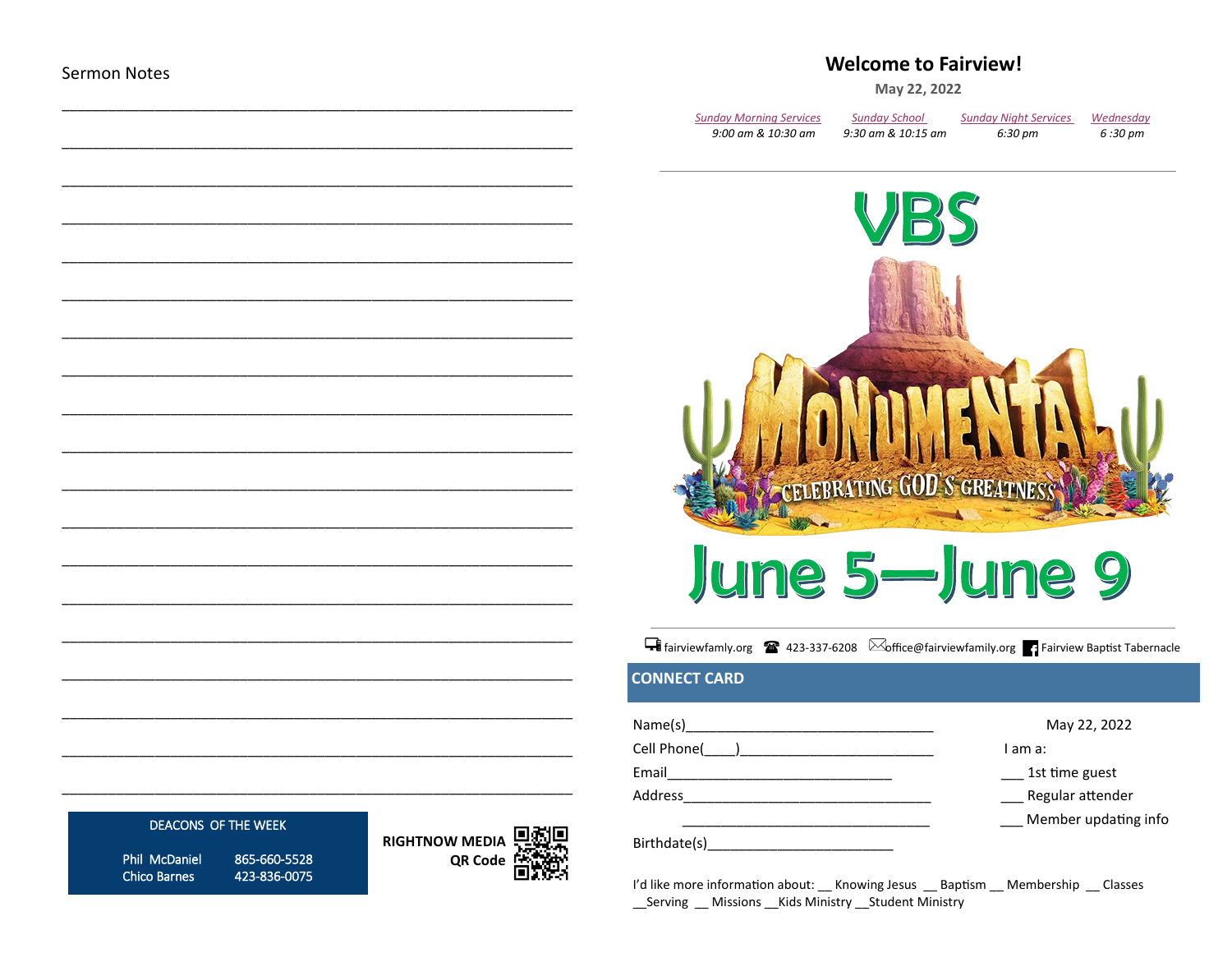Sermon Notes

______________________________________________________________

______________________________________________________________

______________________________________________________________

______________________________________________________________

______________________________________________________________

______________________________________________________________

______________________________________________________________

______________________________________________________________

______________________________________________________________

______________________________________________________________

______________________________________________________________

______________________________________________________________

______________________________________________________________

______________________________________________________________

______________________________________________________________

______________________________________________________________

______________________________________________________________

______________________________________________________________

______________________________________________________________

**DEACONS OF THE WEEK**

Phil McDaniel 865-660-5528
Chico Barnes 423-836-0075

**RIGHTNOW MEDIA QR Code**

# Welcome to Fairview!

**May 22, 2022**

| *Sunday Morning Services* | *Sunday School* | *Sunday Night Services* | *Wednesday* |
|---|---|---|---|
| *9:00 am & 10:30 am* | *9:30 am & 10:15 am* | *6:30 pm* | *6 :30 pm* |

# VBS

# MONUMENTAL

CELEBRATING GOD'S GREATNESS

# June 5—June 9

fairviewfamly.org 423-337-6208 office@fairviewfamily.org Fairview Baptist Tabernacle

## CONNECT CARD

Name(s)________________________________ May 22, 2022

Cell Phone(____)_________________________ I am a:

Email_____________________________ ___ 1st time guest

Address_________________________________ ___ Regular attender

_________________________________ ___ Member updating info

Birthdate(s)________________________

I'd like more information about: __ Knowing Jesus __ Baptism __ Membership __ Classes __Serving __ Missions __Kids Ministry __Student Ministry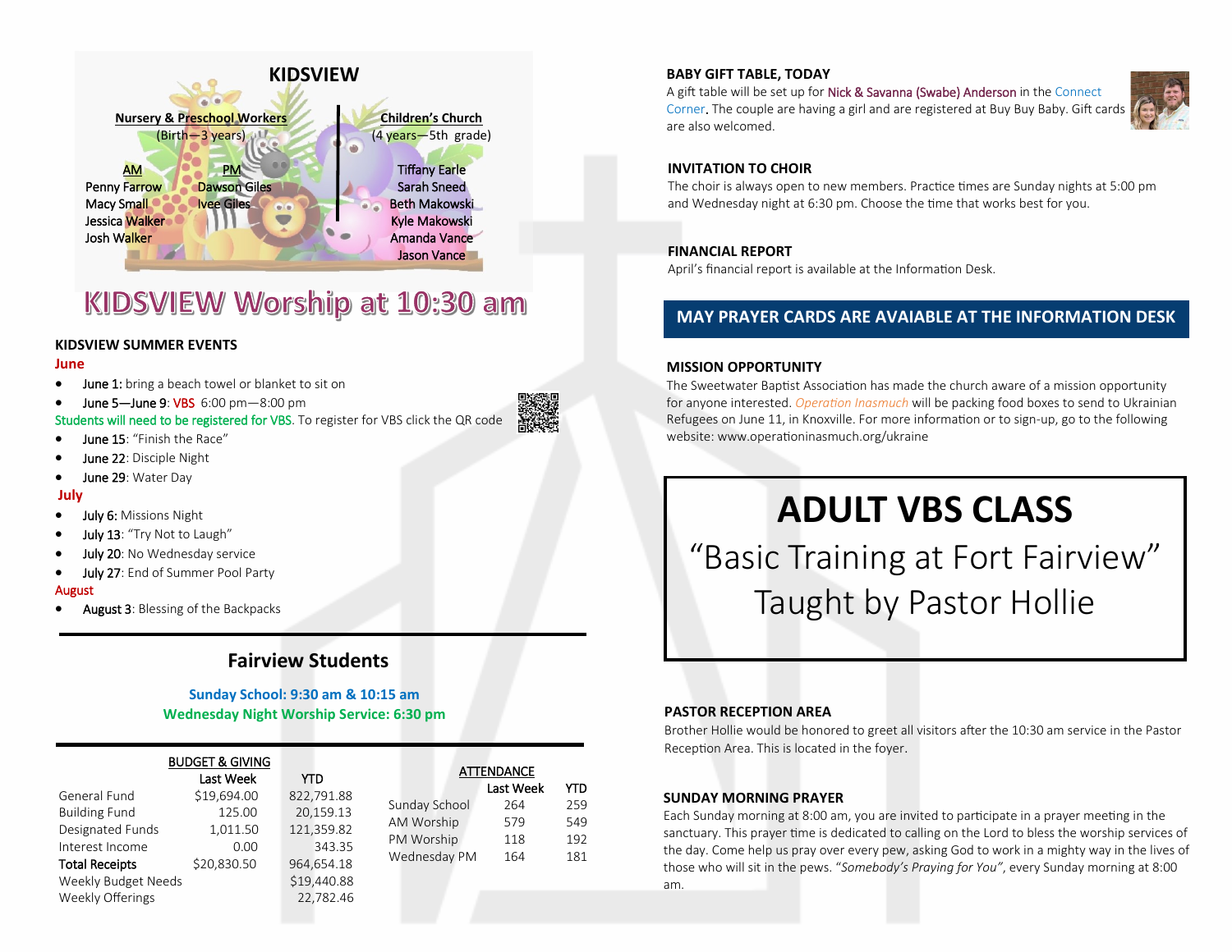## KIDSVIEW

**Nursery & Preschool Workers**
(Birth—3 years)

**AM**
Penny Farrow
Macy Small
Jessica Walker
Josh Walker

**PM**
Dawson Giles
Ivee Giles

**Children's Church**
(4 years—5th grade)

Tiffany Earle
Sarah Sneed
Beth Makowski
Kyle Makowski
Amanda Vance
Jason Vance

## KIDSVIEW Worship at 10:30 am

### KIDSVIEW SUMMER EVENTS

**June**

- June 1: bring a beach towel or blanket to sit on
- June 5—June 9: VBS 6:00 pm—8:00 pm

Students will need to be registered for VBS. To register for VBS click the QR code

- June 15: "Finish the Race"
- June 22: Disciple Night
- June 29: Water Day

**July**

- July 6: Missions Night
- July 13: "Try Not to Laugh"
- July 20: No Wednesday service
- July 27: End of Summer Pool Party

**August**

- August 3: Blessing of the Backpacks

## Fairview Students

**Sunday School: 9:30 am & 10:15 am**

**Wednesday Night Worship Service: 6:30 pm**

**BUDGET & GIVING**

| | Last Week | YTD |
|---|---|---|
| General Fund | $19,694.00 | 822,791.88 |
| Building Fund | 125.00 | 20,159.13 |
| Designated Funds | 1,011.50 | 121,359.82 |
| Interest Income | 0.00 | 343.35 |
| **Total Receipts** | $20,830.50 | 964,654.18 |
| Weekly Budget Needs | | $19,440.88 |
| Weekly Offerings | | 22,782.46 |

**ATTENDANCE**

| | Last Week | YTD |
|---|---|---|
| Sunday School | 264 | 259 |
| AM Worship | 579 | 549 |
| PM Worship | 118 | 192 |
| Wednesday PM | 164 | 181 |

### BABY GIFT TABLE, TODAY

A gift table will be set up for Nick & Savanna (Swabe) Anderson in the Connect Corner. The couple are having a girl and are registered at Buy Buy Baby. Gift cards are also welcomed.

### INVITATION TO CHOIR

The choir is always open to new members. Practice times are Sunday nights at 5:00 pm and Wednesday night at 6:30 pm. Choose the time that works best for you.

### FINANCIAL REPORT

April's financial report is available at the Information Desk.

**MAY PRAYER CARDS ARE AVAIABLE AT THE INFORMATION DESK**

### MISSION OPPORTUNITY

The Sweetwater Baptist Association has made the church aware of a mission opportunity for anyone interested. *Operation Inasmuch* will be packing food boxes to send to Ukrainian Refugees on June 11, in Knoxville. For more information or to sign-up, go to the following website: www.operationinasmuch.org/ukraine

## ADULT VBS CLASS

"Basic Training at Fort Fairview"

Taught by Pastor Hollie

### PASTOR RECEPTION AREA

Brother Hollie would be honored to greet all visitors after the 10:30 am service in the Pastor Reception Area. This is located in the foyer.

### SUNDAY MORNING PRAYER

Each Sunday morning at 8:00 am, you are invited to participate in a prayer meeting in the sanctuary. This prayer time is dedicated to calling on the Lord to bless the worship services of the day. Come help us pray over every pew, asking God to work in a mighty way in the lives of those who will sit in the pews. *"Somebody's Praying for You"*, every Sunday morning at 8:00 am.